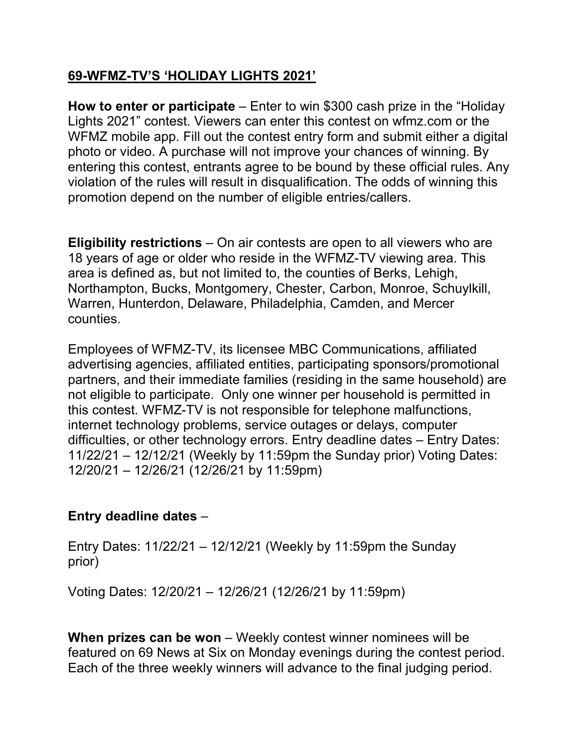## **69-WFMZ-TV'S 'HOLIDAY LIGHTS 2021'**

**How to enter or participate** – Enter to win $300 cash prize in the "Holiday Lights 2021" contest. Viewers can enter this contest on wfmz.com or the WFMZ mobile app. Fill out the contest entry form and submit either a digital photo or video. A purchase will not improve your chances of winning. By entering this contest, entrants agree to be bound by these official rules. Any violation of the rules will result in disqualification. The odds of winning this promotion depend on the number of eligible entries/callers.

**Eligibility restrictions** – On air contests are open to all viewers who are 18 years of age or older who reside in the WFMZ-TV viewing area. This area is defined as, but not limited to, the counties of Berks, Lehigh, Northampton, Bucks, Montgomery, Chester, Carbon, Monroe, Schuylkill, Warren, Hunterdon, Delaware, Philadelphia, Camden, and Mercer counties.

Employees of WFMZ-TV, its licensee MBC Communications, affiliated advertising agencies, affiliated entities, participating sponsors/promotional partners, and their immediate families (residing in the same household) are not eligible to participate. Only one winner per household is permitted in this contest. WFMZ-TV is not responsible for telephone malfunctions, internet technology problems, service outages or delays, computer difficulties, or other technology errors. Entry deadline dates – Entry Dates: 11/22/21 – 12/12/21 (Weekly by 11:59pm the Sunday prior) Voting Dates: 12/20/21 – 12/26/21 (12/26/21 by 11:59pm)

**Entry deadline dates** –

Entry Dates: 11/22/21 – 12/12/21 (Weekly by 11:59pm the Sunday prior)

Voting Dates: 12/20/21 – 12/26/21 (12/26/21 by 11:59pm)

**When prizes can be won** – Weekly contest winner nominees will be featured on 69 News at Six on Monday evenings during the contest period. Each of the three weekly winners will advance to the final judging period.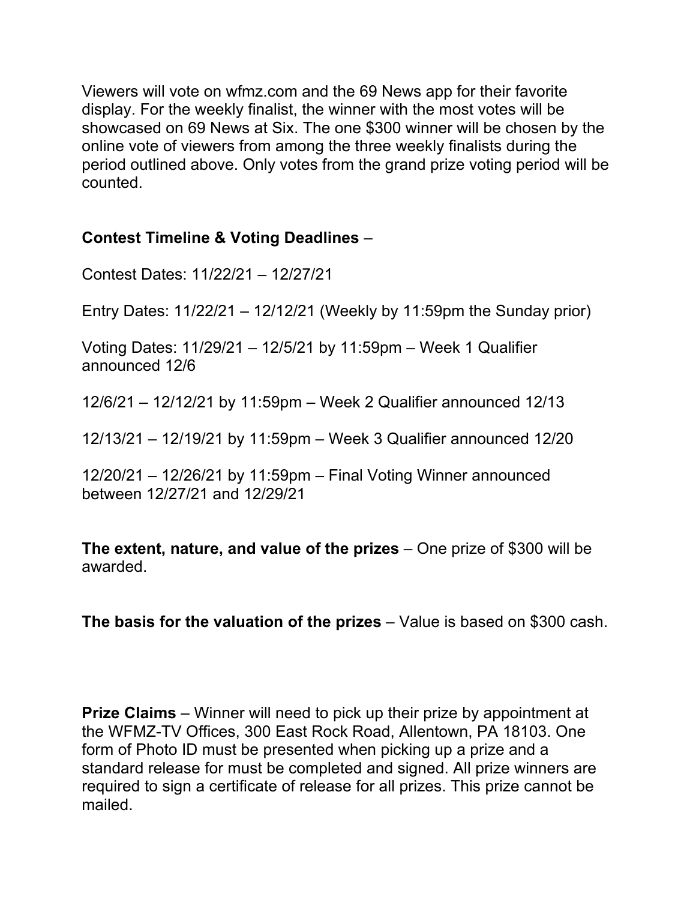Viewers will vote on wfmz.com and the 69 News app for their favorite display. For the weekly finalist, the winner with the most votes will be showcased on 69 News at Six. The one $300 winner will be chosen by the online vote of viewers from among the three weekly finalists during the period outlined above. Only votes from the grand prize voting period will be counted.

**Contest Timeline & Voting Deadlines** –

Contest Dates: 11/22/21 – 12/27/21

Entry Dates: 11/22/21 – 12/12/21 (Weekly by 11:59pm the Sunday prior)

Voting Dates: 11/29/21 – 12/5/21 by 11:59pm – Week 1 Qualifier announced 12/6

12/6/21 – 12/12/21 by 11:59pm – Week 2 Qualifier announced 12/13

12/13/21 – 12/19/21 by 11:59pm – Week 3 Qualifier announced 12/20

12/20/21 – 12/26/21 by 11:59pm – Final Voting Winner announced between 12/27/21 and 12/29/21

**The extent, nature, and value of the prizes** – One prize of $300 will be awarded.

**The basis for the valuation of the prizes** – Value is based on $300 cash.

**Prize Claims** – Winner will need to pick up their prize by appointment at the WFMZ-TV Offices, 300 East Rock Road, Allentown, PA 18103. One form of Photo ID must be presented when picking up a prize and a standard release for must be completed and signed. All prize winners are required to sign a certificate of release for all prizes. This prize cannot be mailed.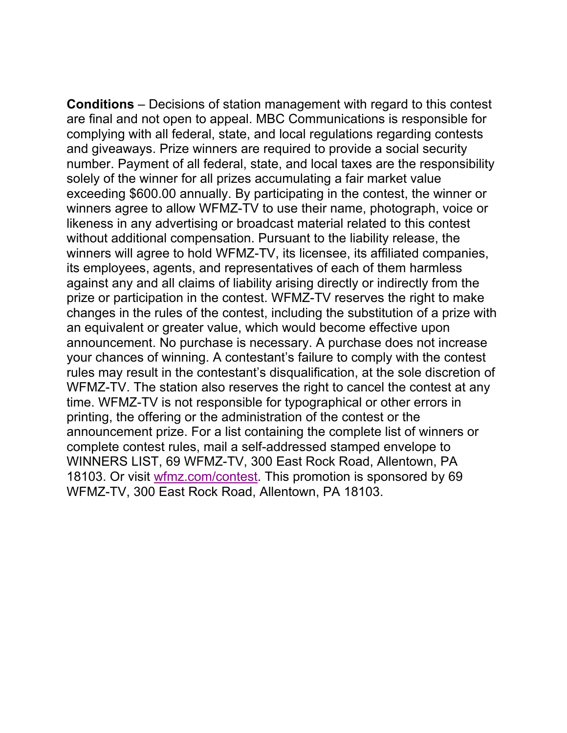**Conditions** – Decisions of station management with regard to this contest are final and not open to appeal. MBC Communications is responsible for complying with all federal, state, and local regulations regarding contests and giveaways. Prize winners are required to provide a social security number. Payment of all federal, state, and local taxes are the responsibility solely of the winner for all prizes accumulating a fair market value exceeding $600.00 annually. By participating in the contest, the winner or winners agree to allow WFMZ-TV to use their name, photograph, voice or likeness in any advertising or broadcast material related to this contest without additional compensation. Pursuant to the liability release, the winners will agree to hold WFMZ-TV, its licensee, its affiliated companies, its employees, agents, and representatives of each of them harmless against any and all claims of liability arising directly or indirectly from the prize or participation in the contest. WFMZ-TV reserves the right to make changes in the rules of the contest, including the substitution of a prize with an equivalent or greater value, which would become effective upon announcement. No purchase is necessary. A purchase does not increase your chances of winning. A contestant's failure to comply with the contest rules may result in the contestant's disqualification, at the sole discretion of WFMZ-TV. The station also reserves the right to cancel the contest at any time. WFMZ-TV is not responsible for typographical or other errors in printing, the offering or the administration of the contest or the announcement prize. For a list containing the complete list of winners or complete contest rules, mail a self-addressed stamped envelope to WINNERS LIST, 69 WFMZ-TV, 300 East Rock Road, Allentown, PA 18103. Or visit [wfmz.com/contest](wfmz.com/contest). This promotion is sponsored by 69 WFMZ-TV, 300 East Rock Road, Allentown, PA 18103.